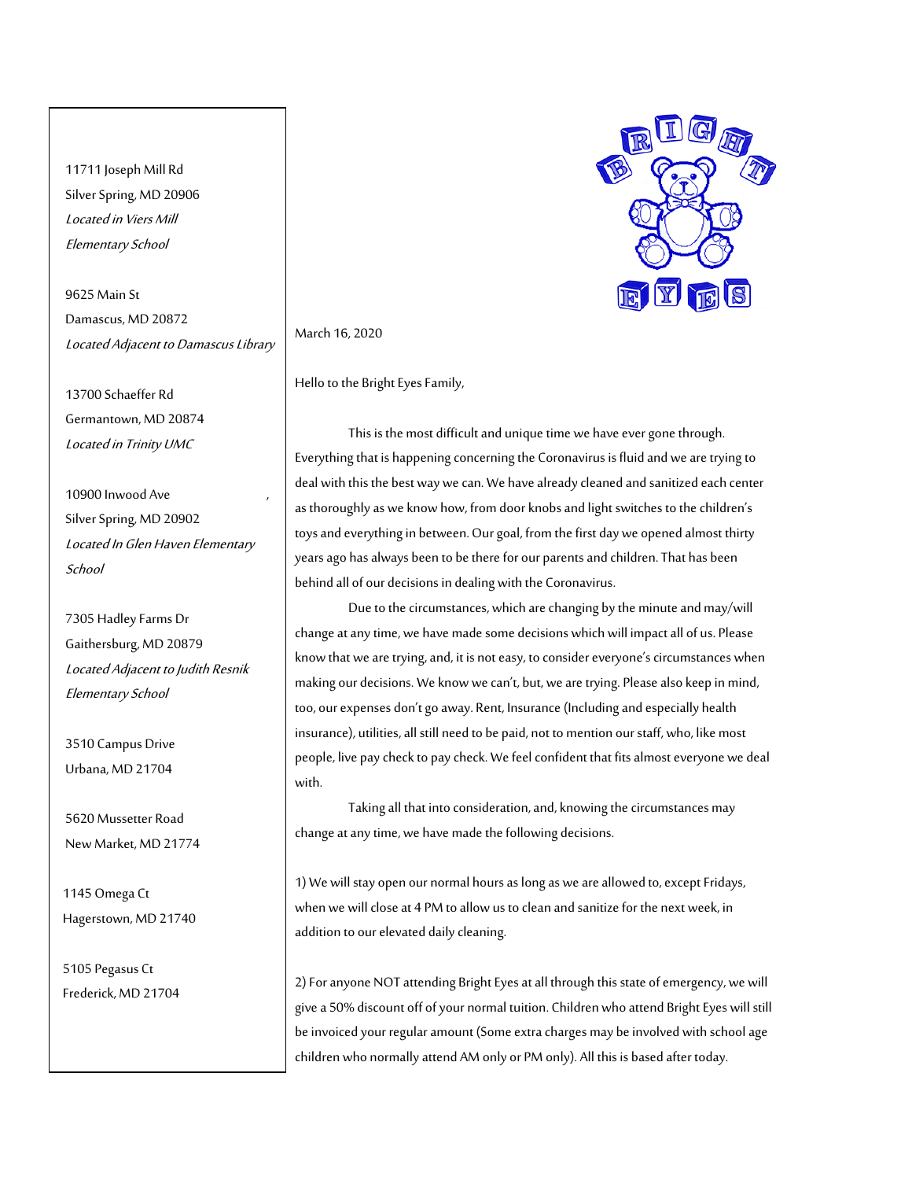11711 Joseph Mill Rd
Silver Spring, MD 20906
*Located in Viers Mill Elementary School*

9625 Main St
Damascus, MD 20872
*Located Adjacent to Damascus Library*

13700 Schaeffer Rd
Germantown, MD 20874
*Located in Trinity UMC*

10900 Inwood Ave
Silver Spring, MD 20902
*Located In Glen Haven Elementary School*

7305 Hadley Farms Dr
Gaithersburg, MD 20879
*Located Adjacent to Judith Resnik Elementary School*

3510 Campus Drive
Urbana, MD 21704

5620 Mussetter Road
New Market, MD 21774

1145 Omega Ct
Hagerstown, MD 21740

5105 Pegasus Ct
Frederick, MD 21704

March 16, 2020

Hello to the Bright Eyes Family,

This is the most difficult and unique time we have ever gone through. Everything that is happening concerning the Coronavirus is fluid and we are trying to deal with this the best way we can. We have already cleaned and sanitized each center as thoroughly as we know how, from door knobs and light switches to the children's toys and everything in between. Our goal, from the first day we opened almost thirty years ago has always been to be there for our parents and children. That has been behind all of our decisions in dealing with the Coronavirus.

Due to the circumstances, which are changing by the minute and may/will change at any time, we have made some decisions which will impact all of us. Please know that we are trying, and, it is not easy, to consider everyone's circumstances when making our decisions. We know we can't, but, we are trying. Please also keep in mind, too, our expenses don't go away. Rent, Insurance (Including and especially health insurance), utilities, all still need to be paid, not to mention our staff, who, like most people, live pay check to pay check. We feel confident that fits almost everyone we deal with.

Taking all that into consideration, and, knowing the circumstances may change at any time, we have made the following decisions.

1) We will stay open our normal hours as long as we are allowed to, except Fridays, when we will close at 4 PM to allow us to clean and sanitize for the next week, in addition to our elevated daily cleaning.

2) For anyone NOT attending Bright Eyes at all through this state of emergency, we will give a 50% discount off of your normal tuition. Children who attend Bright Eyes will still be invoiced your regular amount (Some extra charges may be involved with school age children who normally attend AM only or PM only). All this is based after today.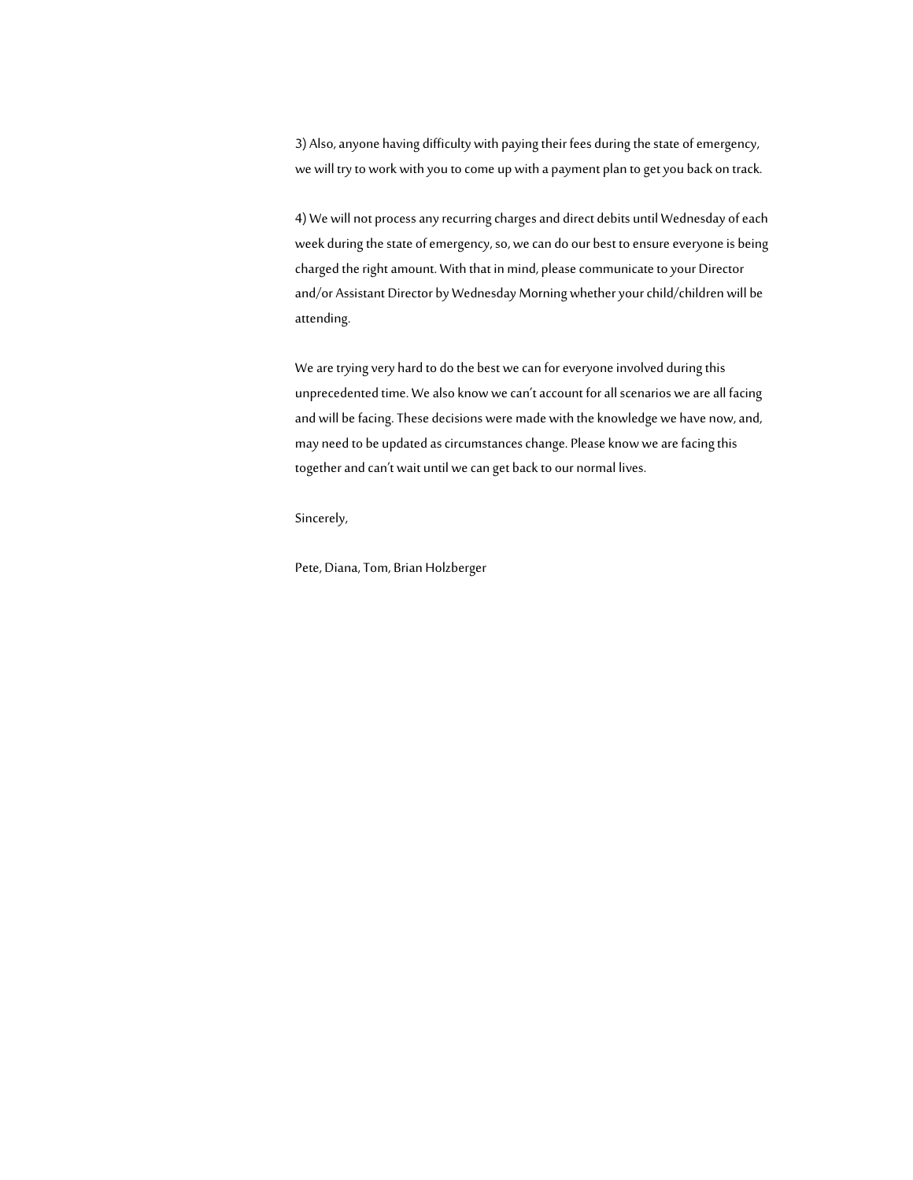3) Also, anyone having difficulty with paying their fees during the state of emergency, we will try to work with you to come up with a payment plan to get you back on track.

4) We will not process any recurring charges and direct debits until Wednesday of each week during the state of emergency, so, we can do our best to ensure everyone is being charged the right amount. With that in mind, please communicate to your Director and/or Assistant Director by Wednesday Morning whether your child/children will be attending.

We are trying very hard to do the best we can for everyone involved during this unprecedented time. We also know we can't account for all scenarios we are all facing and will be facing. These decisions were made with the knowledge we have now, and, may need to be updated as circumstances change. Please know we are facing this together and can't wait until we can get back to our normal lives.

Sincerely,

Pete, Diana, Tom, Brian Holzberger